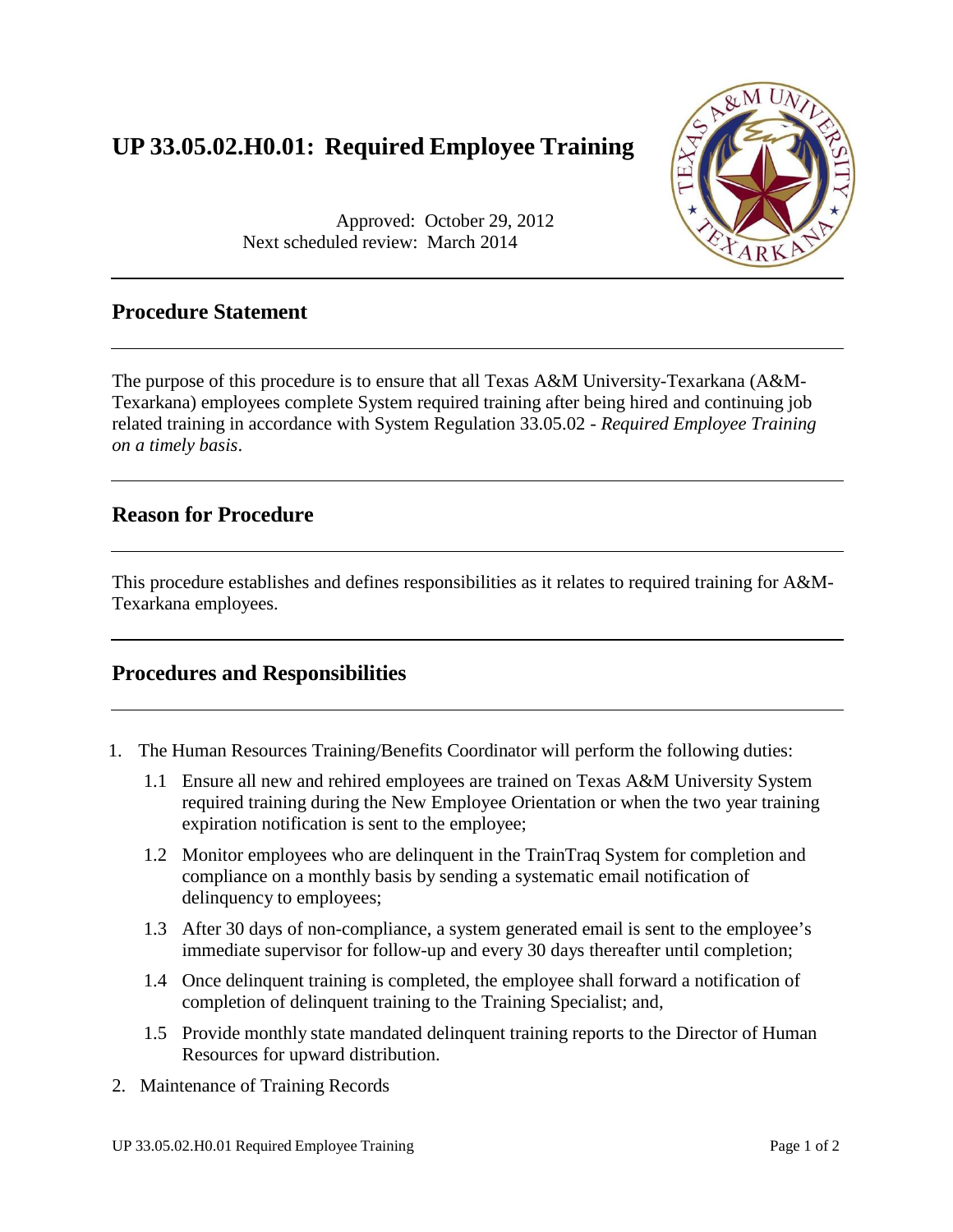# UP 33.05.02.H0.01: Required Employee Training

Approved: October 29, 2012
Next scheduled review: March 2014

## Procedure Statement

The purpose of this procedure is to ensure that all Texas A&M University-Texarkana (A&M-Texarkana) employees complete System required training after being hired and continuing job related training in accordance with System Regulation 33.05.02 - *Required Employee Training on a timely basis*.

## Reason for Procedure

This procedure establishes and defines responsibilities as it relates to required training for A&M-Texarkana employees.

## Procedures and Responsibilities

1. The Human Resources Training/Benefits Coordinator will perform the following duties:

   1.1 Ensure all new and rehired employees are trained on Texas A&M University System required training during the New Employee Orientation or when the two year training expiration notification is sent to the employee;

   1.2 Monitor employees who are delinquent in the TrainTraq System for completion and compliance on a monthly basis by sending a systematic email notification of delinquency to employees;

   1.3 After 30 days of non-compliance, a system generated email is sent to the employee's immediate supervisor for follow-up and every 30 days thereafter until completion;

   1.4 Once delinquent training is completed, the employee shall forward a notification of completion of delinquent training to the Training Specialist; and,

   1.5 Provide monthly state mandated delinquent training reports to the Director of Human Resources for upward distribution.

2. Maintenance of Training Records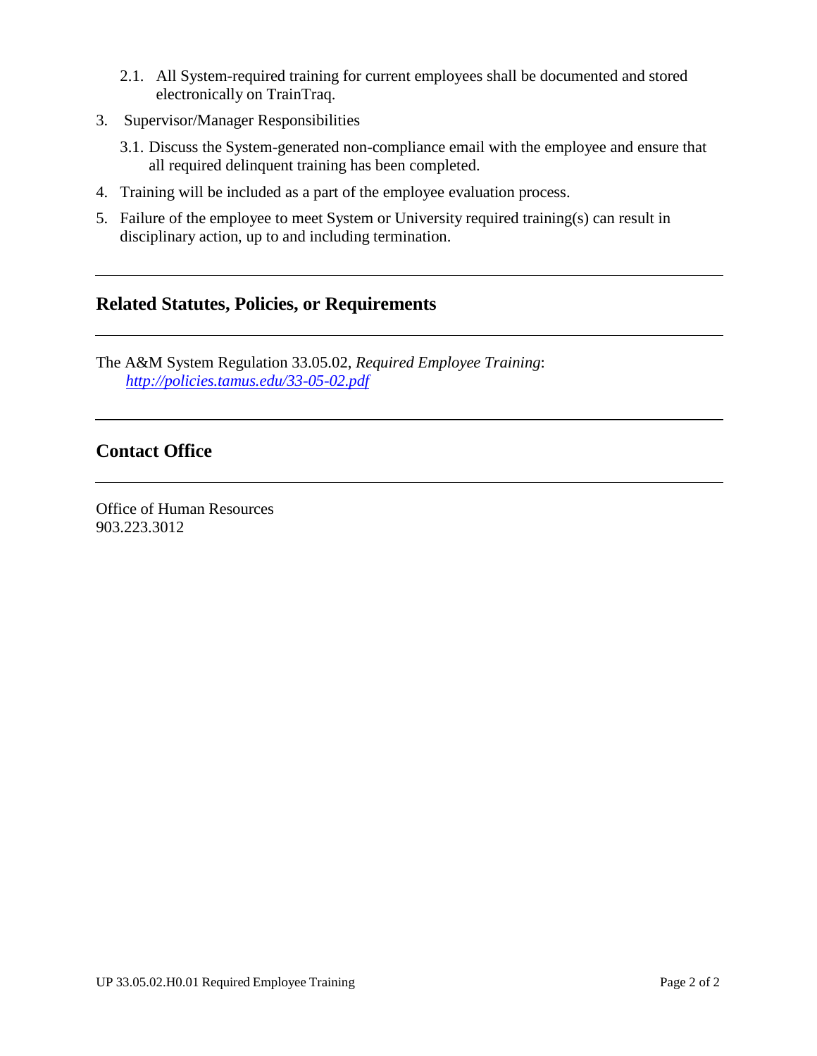2.1. All System-required training for current employees shall be documented and stored electronically on TrainTraq.

3. Supervisor/Manager Responsibilities

   3.1. Discuss the System-generated non-compliance email with the employee and ensure that all required delinquent training has been completed.

4. Training will be included as a part of the employee evaluation process.

5. Failure of the employee to meet System or University required training(s) can result in disciplinary action, up to and including termination.

## Related Statutes, Policies, or Requirements

The A&M System Regulation 33.05.02, *Required Employee Training*:
*http://policies.tamus.edu/33-05-02.pdf*

## Contact Office

Office of Human Resources
903.223.3012